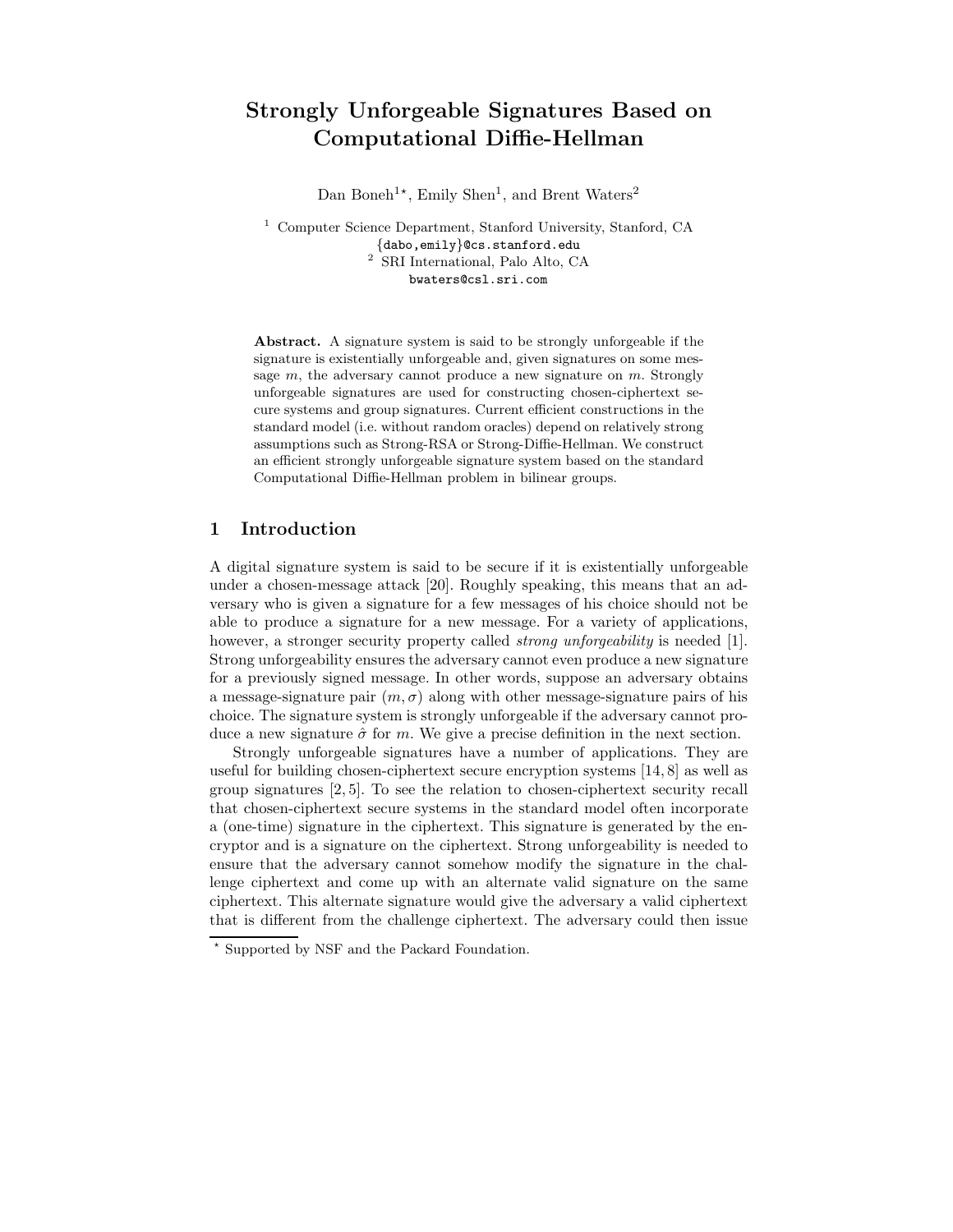# Strongly Unforgeable Signatures Based on Computational Diffie-Hellman

Dan Boneh[1*], Emily Shen[1], and Brent Waters[2]

[1] Computer Science Department, Stanford University, Stanford, CA
{dabo,emily}@cs.stanford.edu
[2] SRI International, Palo Alto, CA
bwaters@csl.sri.com

**Abstract.** A signature system is said to be strongly unforgeable if the signature is existentially unforgeable and, given signatures on some message $m$, the adversary cannot produce a new signature on $m$. Strongly unforgeable signatures are used for constructing chosen-ciphertext secure systems and group signatures. Current efficient constructions in the standard model (i.e. without random oracles) depend on relatively strong assumptions such as Strong-RSA or Strong-Diffie-Hellman. We construct an efficient strongly unforgeable signature system based on the standard Computational Diffie-Hellman problem in bilinear groups.

## 1 Introduction

A digital signature system is said to be secure if it is existentially unforgeable under a chosen-message attack [20]. Roughly speaking, this means that an adversary who is given a signature for a few messages of his choice should not be able to produce a signature for a new message. For a variety of applications, however, a stronger security property called *strong unforgeability* is needed [1]. Strong unforgeability ensures the adversary cannot even produce a new signature for a previously signed message. In other words, suppose an adversary obtains a message-signature pair $(m, \sigma)$ along with other message-signature pairs of his choice. The signature system is strongly unforgeable if the adversary cannot produce a new signature $\hat{\sigma}$ for $m$. We give a precise definition in the next section.

Strongly unforgeable signatures have a number of applications. They are useful for building chosen-ciphertext secure encryption systems [14, 8] as well as group signatures [2, 5]. To see the relation to chosen-ciphertext security recall that chosen-ciphertext secure systems in the standard model often incorporate a (one-time) signature in the ciphertext. This signature is generated by the encryptor and is a signature on the ciphertext. Strong unforgeability is needed to ensure that the adversary cannot somehow modify the signature in the challenge ciphertext and come up with an alternate valid signature on the same ciphertext. This alternate signature would give the adversary a valid ciphertext that is different from the challenge ciphertext. The adversary could then issue

* Supported by NSF and the Packard Foundation.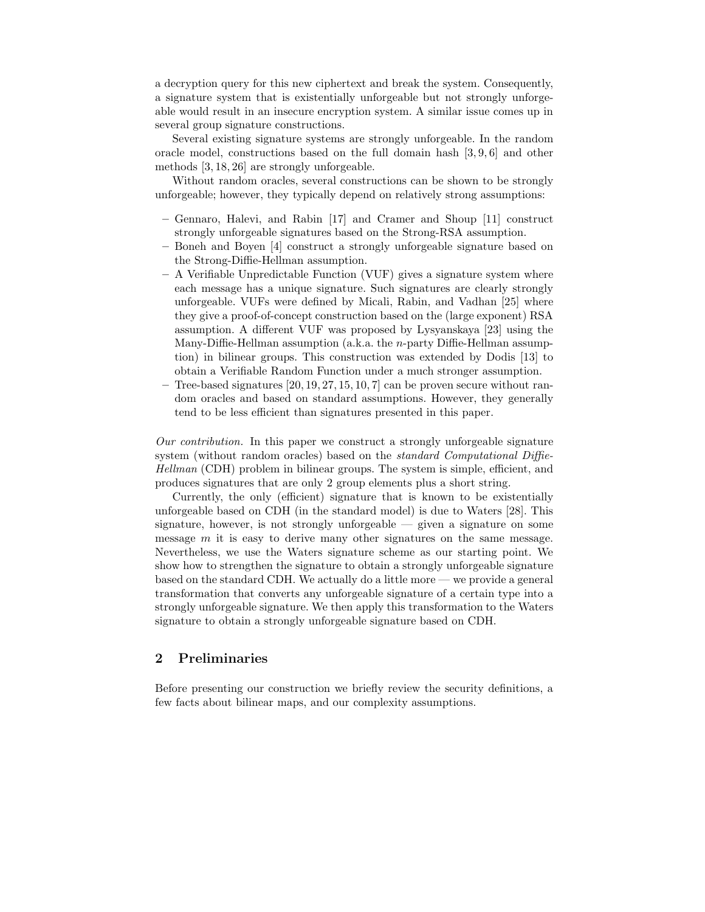a decryption query for this new ciphertext and break the system. Consequently, a signature system that is existentially unforgeable but not strongly unforgeable would result in an insecure encryption system. A similar issue comes up in several group signature constructions.

Several existing signature systems are strongly unforgeable. In the random oracle model, constructions based on the full domain hash [3, 9, 6] and other methods [3, 18, 26] are strongly unforgeable.

Without random oracles, several constructions can be shown to be strongly unforgeable; however, they typically depend on relatively strong assumptions:

- Gennaro, Halevi, and Rabin [17] and Cramer and Shoup [11] construct strongly unforgeable signatures based on the Strong-RSA assumption.
- Boneh and Boyen [4] construct a strongly unforgeable signature based on the Strong-Diffie-Hellman assumption.
- A Verifiable Unpredictable Function (VUF) gives a signature system where each message has a unique signature. Such signatures are clearly strongly unforgeable. VUFs were defined by Micali, Rabin, and Vadhan [25] where they give a proof-of-concept construction based on the (large exponent) RSA assumption. A different VUF was proposed by Lysyanskaya [23] using the Many-Diffie-Hellman assumption (a.k.a. the $n$-party Diffie-Hellman assumption) in bilinear groups. This construction was extended by Dodis [13] to obtain a Verifiable Random Function under a much stronger assumption.
- Tree-based signatures [20, 19, 27, 15, 10, 7] can be proven secure without random oracles and based on standard assumptions. However, they generally tend to be less efficient than signatures presented in this paper.

*Our contribution.* In this paper we construct a strongly unforgeable signature system (without random oracles) based on the *standard Computational Diffie-Hellman* (CDH) problem in bilinear groups. The system is simple, efficient, and produces signatures that are only 2 group elements plus a short string.

Currently, the only (efficient) signature that is known to be existentially unforgeable based on CDH (in the standard model) is due to Waters [28]. This signature, however, is not strongly unforgeable — given a signature on some message $m$ it is easy to derive many other signatures on the same message. Nevertheless, we use the Waters signature scheme as our starting point. We show how to strengthen the signature to obtain a strongly unforgeable signature based on the standard CDH. We actually do a little more — we provide a general transformation that converts any unforgeable signature of a certain type into a strongly unforgeable signature. We then apply this transformation to the Waters signature to obtain a strongly unforgeable signature based on CDH.

## 2 Preliminaries

Before presenting our construction we briefly review the security definitions, a few facts about bilinear maps, and our complexity assumptions.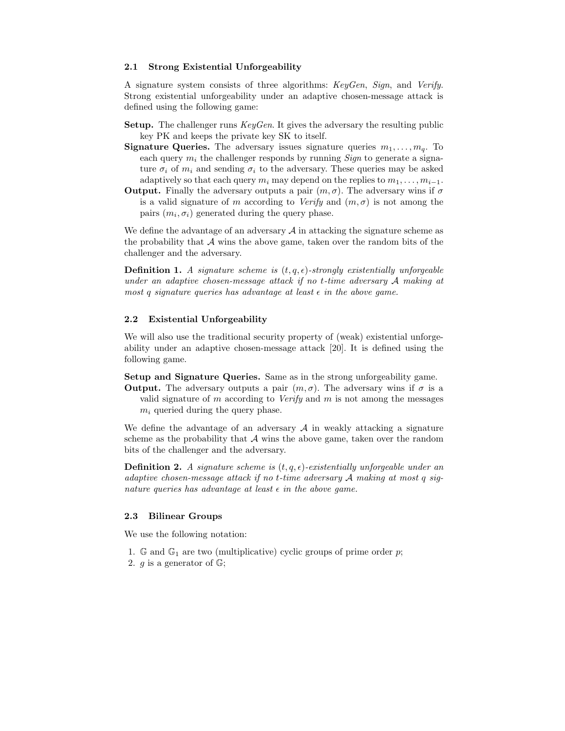### 2.1 Strong Existential Unforgeability

A signature system consists of three algorithms: *KeyGen*, *Sign*, and *Verify*. Strong existential unforgeability under an adaptive chosen-message attack is defined using the following game:

**Setup.** The challenger runs *KeyGen*. It gives the adversary the resulting public key PK and keeps the private key SK to itself.

**Signature Queries.** The adversary issues signature queries $m_1, \ldots, m_q$. To each query $m_i$ the challenger responds by running *Sign* to generate a signature $\sigma_i$ of $m_i$ and sending $\sigma_i$ to the adversary. These queries may be asked adaptively so that each query $m_i$ may depend on the replies to $m_1, \ldots, m_{i-1}$.

**Output.** Finally the adversary outputs a pair $(m, \sigma)$. The adversary wins if $\sigma$ is a valid signature of $m$ according to *Verify* and $(m, \sigma)$ is not among the pairs $(m_i, \sigma_i)$ generated during the query phase.

We define the advantage of an adversary $\mathcal{A}$ in attacking the signature scheme as the probability that $\mathcal{A}$ wins the above game, taken over the random bits of the challenger and the adversary.

**Definition 1.** *A signature scheme is $(t, q, \epsilon)$-strongly existentially unforgeable under an adaptive chosen-message attack if no $t$-time adversary $\mathcal{A}$ making at most $q$ signature queries has advantage at least $\epsilon$ in the above game.*

### 2.2 Existential Unforgeability

We will also use the traditional security property of (weak) existential unforgeability under an adaptive chosen-message attack [20]. It is defined using the following game.

**Setup and Signature Queries.** Same as in the strong unforgeability game.

**Output.** The adversary outputs a pair $(m, \sigma)$. The adversary wins if $\sigma$ is a valid signature of $m$ according to *Verify* and $m$ is not among the messages $m_i$ queried during the query phase.

We define the advantage of an adversary $\mathcal{A}$ in weakly attacking a signature scheme as the probability that $\mathcal{A}$ wins the above game, taken over the random bits of the challenger and the adversary.

**Definition 2.** *A signature scheme is $(t, q, \epsilon)$-existentially unforgeable under an adaptive chosen-message attack if no $t$-time adversary $\mathcal{A}$ making at most $q$ signature queries has advantage at least $\epsilon$ in the above game.*

### 2.3 Bilinear Groups

We use the following notation:

1. $\mathbb{G}$ and $\mathbb{G}_1$ are two (multiplicative) cyclic groups of prime order $p$;
2. $g$ is a generator of $\mathbb{G}$;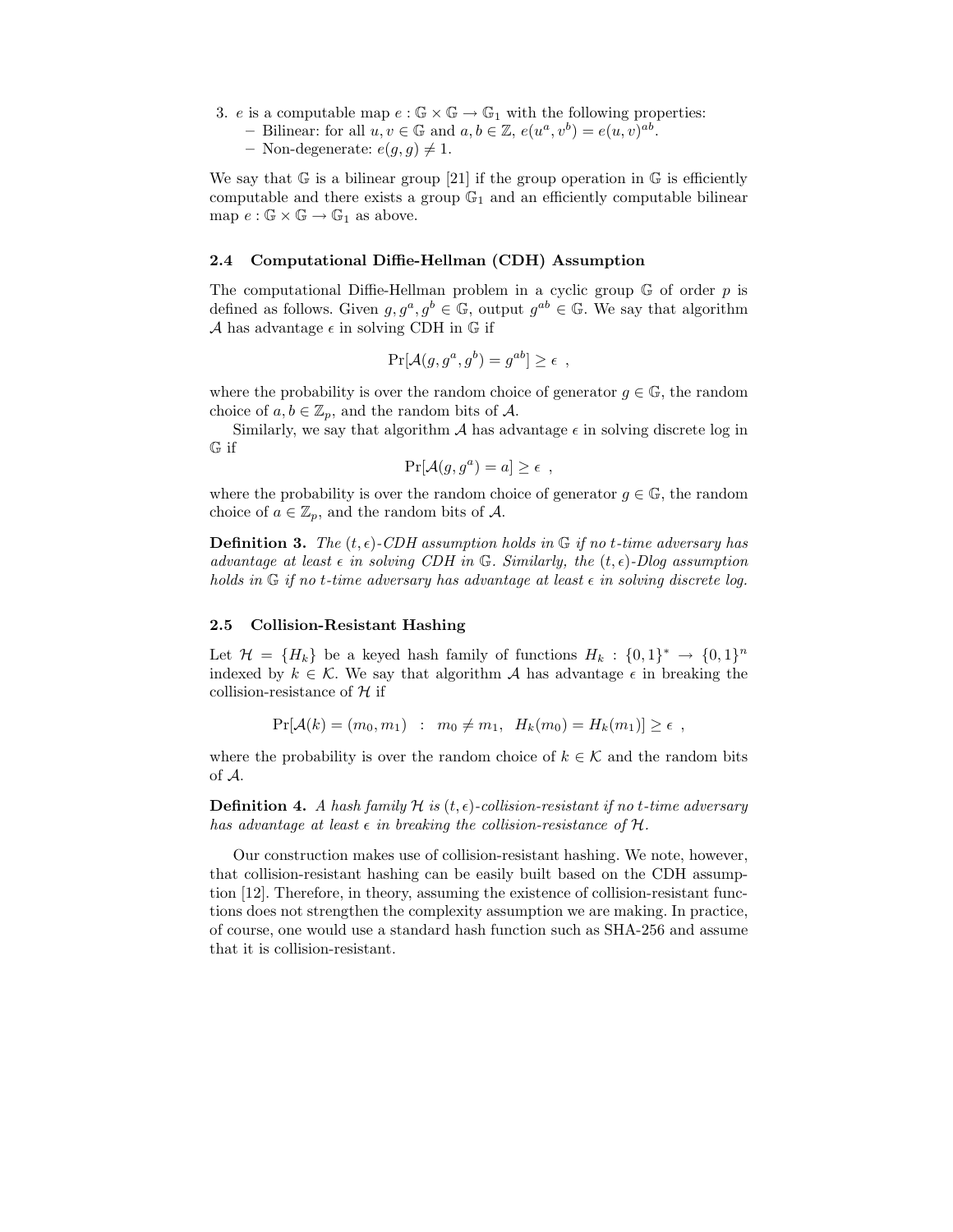3. $e$ is a computable map $e : \mathbb{G} \times \mathbb{G} \to \mathbb{G}_1$ with the following properties:
   - Bilinear: for all $u, v \in \mathbb{G}$ and $a, b \in \mathbb{Z}$, $e(u^a, v^b) = e(u, v)^{ab}$.
   - Non-degenerate: $e(g, g) \neq 1$.

We say that $\mathbb{G}$ is a bilinear group [21] if the group operation in $\mathbb{G}$ is efficiently computable and there exists a group $\mathbb{G}_1$ and an efficiently computable bilinear map $e : \mathbb{G} \times \mathbb{G} \to \mathbb{G}_1$ as above.

### 2.4 Computational Diffie-Hellman (CDH) Assumption

The computational Diffie-Hellman problem in a cyclic group $\mathbb{G}$ of order $p$ is defined as follows. Given $g, g^a, g^b \in \mathbb{G}$, output $g^{ab} \in \mathbb{G}$. We say that algorithm $\mathcal{A}$ has advantage $\epsilon$ in solving CDH in $\mathbb{G}$ if

$$\Pr[\mathcal{A}(g, g^a, g^b) = g^{ab}] \geq \epsilon \enspace ,$$

where the probability is over the random choice of generator $g \in \mathbb{G}$, the random choice of $a, b \in \mathbb{Z}_p$, and the random bits of $\mathcal{A}$.

Similarly, we say that algorithm $\mathcal{A}$ has advantage $\epsilon$ in solving discrete log in $\mathbb{G}$ if

$$\Pr[\mathcal{A}(g, g^a) = a] \geq \epsilon \enspace ,$$

where the probability is over the random choice of generator $g \in \mathbb{G}$, the random choice of $a \in \mathbb{Z}_p$, and the random bits of $\mathcal{A}$.

**Definition 3.** *The $(t, \epsilon)$-CDH assumption holds in $\mathbb{G}$ if no $t$-time adversary has advantage at least $\epsilon$ in solving CDH in $\mathbb{G}$. Similarly, the $(t, \epsilon)$-Dlog assumption holds in $\mathbb{G}$ if no $t$-time adversary has advantage at least $\epsilon$ in solving discrete log.*

### 2.5 Collision-Resistant Hashing

Let $\mathcal{H} = \{H_k\}$ be a keyed hash family of functions $H_k : \{0,1\}^* \to \{0,1\}^n$ indexed by $k \in \mathcal{K}$. We say that algorithm $\mathcal{A}$ has advantage $\epsilon$ in breaking the collision-resistance of $\mathcal{H}$ if

$$\Pr[\mathcal{A}(k) = (m_0, m_1) \;\;:\;\; m_0 \neq m_1, \;\; H_k(m_0) = H_k(m_1)] \geq \epsilon \enspace ,$$

where the probability is over the random choice of $k \in \mathcal{K}$ and the random bits of $\mathcal{A}$.

**Definition 4.** *A hash family $\mathcal{H}$ is $(t, \epsilon)$-collision-resistant if no $t$-time adversary has advantage at least $\epsilon$ in breaking the collision-resistance of $\mathcal{H}$.*

Our construction makes use of collision-resistant hashing. We note, however, that collision-resistant hashing can be easily built based on the CDH assumption [12]. Therefore, in theory, assuming the existence of collision-resistant functions does not strengthen the complexity assumption we are making. In practice, of course, one would use a standard hash function such as SHA-256 and assume that it is collision-resistant.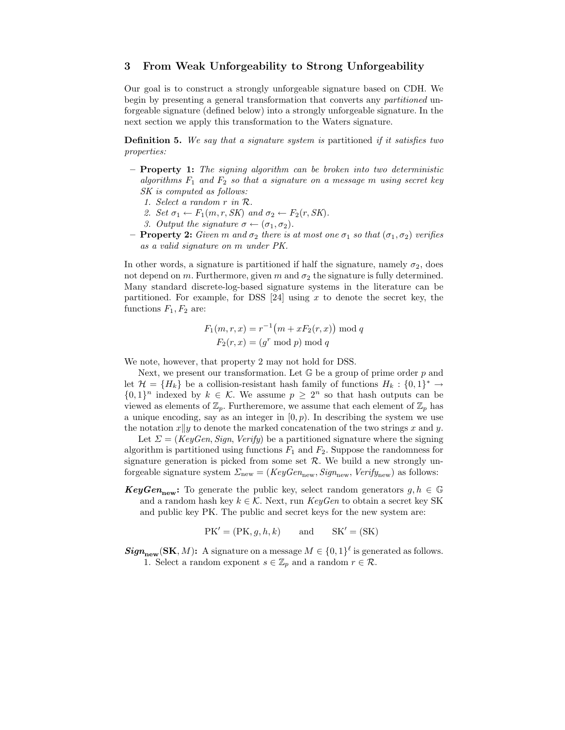## 3 From Weak Unforgeability to Strong Unforgeability

Our goal is to construct a strongly unforgeable signature based on CDH. We begin by presenting a general transformation that converts any *partitioned* unforgeable signature (defined below) into a strongly unforgeable signature. In the next section we apply this transformation to the Waters signature.

**Definition 5.** *We say that a signature system is* partitioned *if it satisfies two properties:*

- **Property 1:** *The signing algorithm can be broken into two deterministic algorithms $F_1$ and $F_2$ so that a signature on a message $m$ using secret key SK is computed as follows:*
  1. *Select a random $r$ in $\mathcal{R}$.*
  2. *Set $\sigma_1 \leftarrow F_1(m, r, SK)$ and $\sigma_2 \leftarrow F_2(r, SK)$.*
  3. *Output the signature $\sigma \leftarrow (\sigma_1, \sigma_2)$.*
- **Property 2:** *Given $m$ and $\sigma_2$ there is at most one $\sigma_1$ so that $(\sigma_1, \sigma_2)$ verifies as a valid signature on $m$ under PK.*

In other words, a signature is partitioned if half the signature, namely $\sigma_2$, does not depend on $m$. Furthermore, given $m$ and $\sigma_2$ the signature is fully determined. Many standard discrete-log-based signature systems in the literature can be partitioned. For example, for DSS [24] using $x$ to denote the secret key, the functions $F_1, F_2$ are:

$$F_1(m, r, x) = r^{-1}\big(m + xF_2(r, x)\big) \bmod q$$
$$F_2(r, x) = (g^r \bmod p) \bmod q$$

We note, however, that property 2 may not hold for DSS.

Next, we present our transformation. Let $\mathbb{G}$ be a group of prime order $p$ and let $\mathcal{H} = \{H_k\}$ be a collision-resistant hash family of functions $H_k : \{0,1\}^* \to \{0,1\}^n$ indexed by $k \in \mathcal{K}$. We assume $p \geq 2^n$ so that hash outputs can be viewed as elements of $\mathbb{Z}_p$. Furtheremore, we assume that each element of $\mathbb{Z}_p$ has a unique encoding, say as an integer in $[0, p)$. In describing the system we use the notation $x \| y$ to denote the marked concatenation of the two strings $x$ and $y$.

Let $\Sigma = (KeyGen, Sign, Verify)$ be a partitioned signature where the signing algorithm is partitioned using functions $F_1$ and $F_2$. Suppose the randomness for signature generation is picked from some set $\mathcal{R}$. We build a new strongly unforgeable signature system $\Sigma_{\text{new}} = (KeyGen_{\text{new}}, Sign_{\text{new}}, Verify_{\text{new}})$ as follows:

***KeyGen*$_{\text{new}}$:** To generate the public key, select random generators $g, h \in \mathbb{G}$ and a random hash key $k \in \mathcal{K}$. Next, run *KeyGen* to obtain a secret key SK and public key PK. The public and secret keys for the new system are:

$$\text{PK}' = (\text{PK}, g, h, k) \qquad \text{and} \qquad \text{SK}' = (\text{SK})$$

***Sign*$_{\text{new}}$(SK, $M$):** A signature on a message $M \in \{0,1\}^\ell$ is generated as follows.

1. Select a random exponent $s \in \mathbb{Z}_p$ and a random $r \in \mathcal{R}$.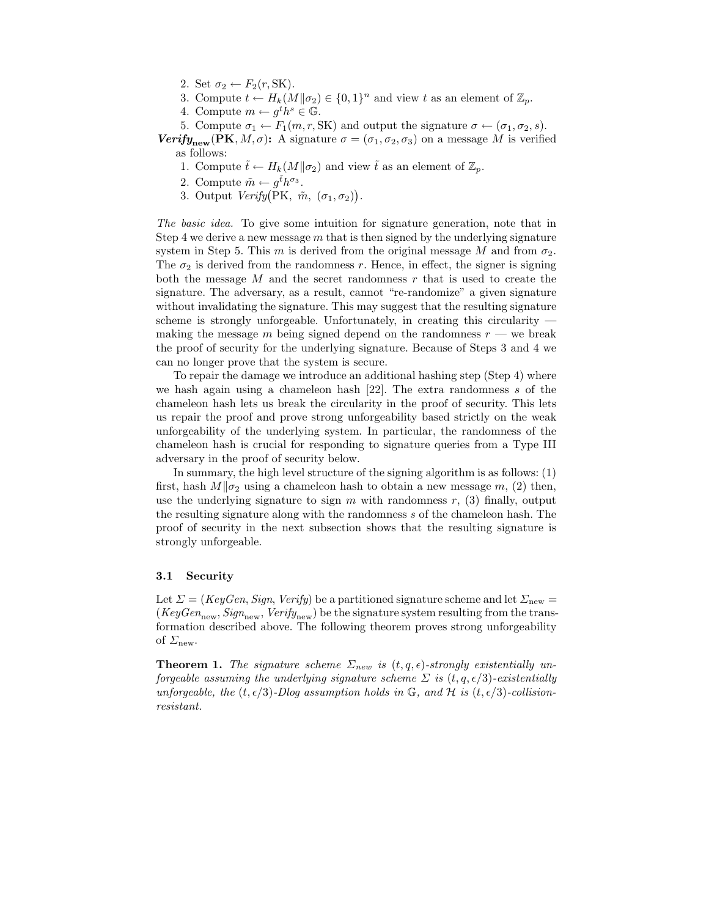2. Set $\sigma_2 \leftarrow F_2(r, \mathrm{SK})$.
3. Compute $t \leftarrow H_k(M \| \sigma_2) \in \{0,1\}^n$ and view $t$ as an element of $\mathbb{Z}_p$.
4. Compute $m \leftarrow g^t h^s \in \mathbb{G}$.
5. Compute $\sigma_1 \leftarrow F_1(m, r, \mathrm{SK})$ and output the signature $\sigma \leftarrow (\sigma_1, \sigma_2, s)$.

***Verify*$_{\mathbf{new}}$(PK, $M, \sigma$):** A signature $\sigma = (\sigma_1, \sigma_2, \sigma_3)$ on a message $M$ is verified as follows:

1. Compute $\tilde{t} \leftarrow H_k(M \| \sigma_2)$ and view $\tilde{t}$ as an element of $\mathbb{Z}_p$.
2. Compute $\tilde{m} \leftarrow g^{\tilde{t}} h^{\sigma_3}$.
3. Output $\mathit{Verify}\big(\mathrm{PK},\ \tilde{m},\ (\sigma_1, \sigma_2)\big)$.

*The basic idea.* To give some intuition for signature generation, note that in Step 4 we derive a new message $m$ that is then signed by the underlying signature system in Step 5. This $m$ is derived from the original message $M$ and from $\sigma_2$. The $\sigma_2$ is derived from the randomness $r$. Hence, in effect, the signer is signing both the message $M$ and the secret randomness $r$ that is used to create the signature. The adversary, as a result, cannot "re-randomize" a given signature without invalidating the signature. This may suggest that the resulting signature scheme is strongly unforgeable. Unfortunately, in creating this circularity — making the message $m$ being signed depend on the randomness $r$ — we break the proof of security for the underlying signature. Because of Steps 3 and 4 we can no longer prove that the system is secure.

To repair the damage we introduce an additional hashing step (Step 4) where we hash again using a chameleon hash [22]. The extra randomness $s$ of the chameleon hash lets us break the circularity in the proof of security. This lets us repair the proof and prove strong unforgeability based strictly on the weak unforgeability of the underlying system. In particular, the randomness of the chameleon hash is crucial for responding to signature queries from a Type III adversary in the proof of security below.

In summary, the high level structure of the signing algorithm is as follows: (1) first, hash $M \| \sigma_2$ using a chameleon hash to obtain a new message $m$, (2) then, use the underlying signature to sign $m$ with randomness $r$, (3) finally, output the resulting signature along with the randomness $s$ of the chameleon hash. The proof of security in the next subsection shows that the resulting signature is strongly unforgeable.

### 3.1 Security

Let $\Sigma = (\mathit{KeyGen}, \mathit{Sign}, \mathit{Verify})$ be a partitioned signature scheme and let $\Sigma_{\mathrm{new}} = (\mathit{KeyGen}_{\mathrm{new}}, \mathit{Sign}_{\mathrm{new}}, \mathit{Verify}_{\mathrm{new}})$ be the signature system resulting from the transformation described above. The following theorem proves strong unforgeability of $\Sigma_{\mathrm{new}}$.

**Theorem 1.** *The signature scheme $\Sigma_{new}$ is $(t, q, \epsilon)$-strongly existentially unforgeable assuming the underlying signature scheme $\Sigma$ is $(t, q, \epsilon/3)$-existentially unforgeable, the $(t, \epsilon/3)$-Dlog assumption holds in $\mathbb{G}$, and $\mathcal{H}$ is $(t, \epsilon/3)$-collision-resistant.*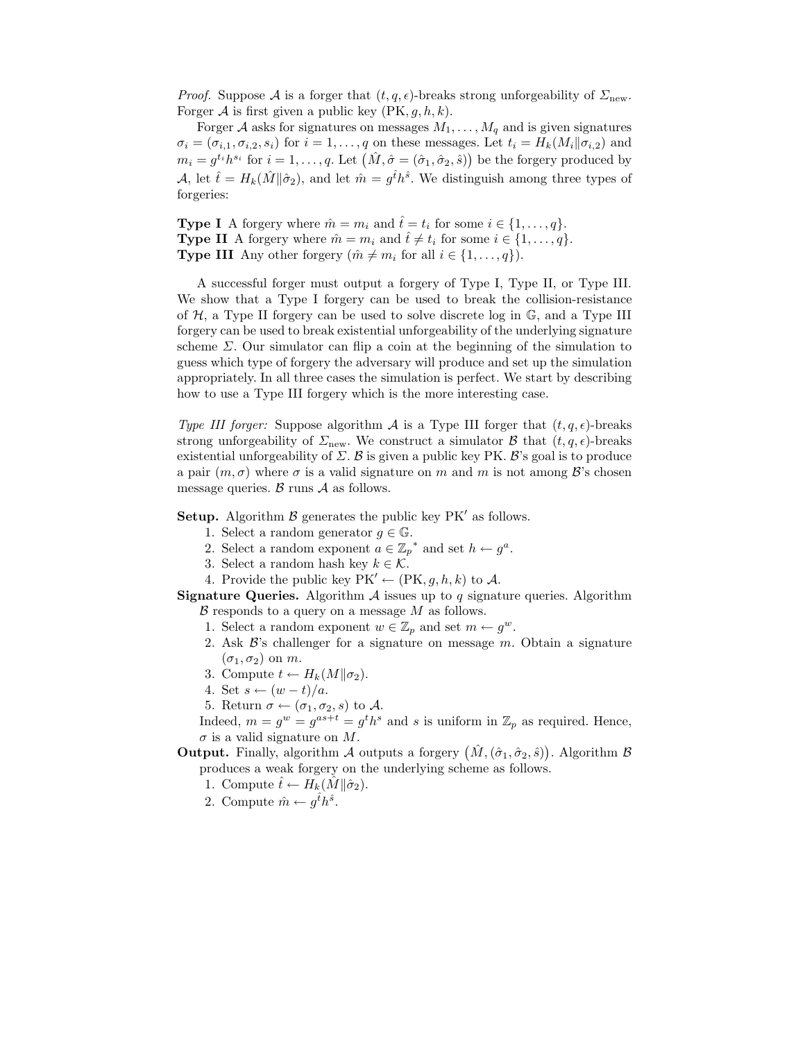*Proof.* Suppose $\mathcal{A}$ is a forger that $(t, q, \epsilon)$-breaks strong unforgeability of $\Sigma_{\text{new}}$. Forger $\mathcal{A}$ is first given a public key $(\text{PK}, g, h, k)$.

Forger $\mathcal{A}$ asks for signatures on messages $M_1, \ldots, M_q$ and is given signatures $\sigma_i = (\sigma_{i,1}, \sigma_{i,2}, s_i)$ for $i = 1, \ldots, q$ on these messages. Let $t_i = H_k(M_i \| \sigma_{i,2})$ and $m_i = g^{t_i} h^{s_i}$ for $i = 1, \ldots, q$. Let $\big(\hat{M}, \hat{\sigma} = (\hat{\sigma}_1, \hat{\sigma}_2, \hat{s})\big)$ be the forgery produced by $\mathcal{A}$, let $\hat{t} = H_k(\hat{M} \| \hat{\sigma}_2)$, and let $\hat{m} = g^{\hat{t}} h^{\hat{s}}$. We distinguish among three types of forgeries:

**Type I** A forgery where $\hat{m} = m_i$ and $\hat{t} = t_i$ for some $i \in \{1, \ldots, q\}$.
**Type II** A forgery where $\hat{m} = m_i$ and $\hat{t} \neq t_i$ for some $i \in \{1, \ldots, q\}$.
**Type III** Any other forgery ($\hat{m} \neq m_i$ for all $i \in \{1, \ldots, q\}$).

A successful forger must output a forgery of Type I, Type II, or Type III. We show that a Type I forgery can be used to break the collision-resistance of $\mathcal{H}$, a Type II forgery can be used to solve discrete log in $\mathbb{G}$, and a Type III forgery can be used to break existential unforgeability of the underlying signature scheme $\Sigma$. Our simulator can flip a coin at the beginning of the simulation to guess which type of forgery the adversary will produce and set up the simulation appropriately. In all three cases the simulation is perfect. We start by describing how to use a Type III forgery which is the more interesting case.

*Type III forger:* Suppose algorithm $\mathcal{A}$ is a Type III forger that $(t, q, \epsilon)$-breaks strong unforgeability of $\Sigma_{\text{new}}$. We construct a simulator $\mathcal{B}$ that $(t, q, \epsilon)$-breaks existential unforgeability of $\Sigma$. $\mathcal{B}$ is given a public key PK. $\mathcal{B}$'s goal is to produce a pair $(m, \sigma)$ where $\sigma$ is a valid signature on $m$ and $m$ is not among $\mathcal{B}$'s chosen message queries. $\mathcal{B}$ runs $\mathcal{A}$ as follows.

**Setup.** Algorithm $\mathcal{B}$ generates the public key $\text{PK}'$ as follows.

1. Select a random generator $g \in \mathbb{G}$.
2. Select a random exponent $a \in \mathbb{Z}_p{}^*$ and set $h \leftarrow g^a$.
3. Select a random hash key $k \in \mathcal{K}$.
4. Provide the public key $\text{PK}' \leftarrow (\text{PK}, g, h, k)$ to $\mathcal{A}$.

**Signature Queries.** Algorithm $\mathcal{A}$ issues up to $q$ signature queries. Algorithm $\mathcal{B}$ responds to a query on a message $M$ as follows.

1. Select a random exponent $w \in \mathbb{Z}_p$ and set $m \leftarrow g^w$.
2. Ask $\mathcal{B}$'s challenger for a signature on message $m$. Obtain a signature $(\sigma_1, \sigma_2)$ on $m$.
3. Compute $t \leftarrow H_k(M \| \sigma_2)$.
4. Set $s \leftarrow (w - t)/a$.
5. Return $\sigma \leftarrow (\sigma_1, \sigma_2, s)$ to $\mathcal{A}$.

Indeed, $m = g^w = g^{as+t} = g^t h^s$ and $s$ is uniform in $\mathbb{Z}_p$ as required. Hence, $\sigma$ is a valid signature on $M$.

**Output.** Finally, algorithm $\mathcal{A}$ outputs a forgery $\big(\hat{M}, (\hat{\sigma}_1, \hat{\sigma}_2, \hat{s})\big)$. Algorithm $\mathcal{B}$ produces a weak forgery on the underlying scheme as follows.

1. Compute $\hat{t} \leftarrow H_k(\hat{M} \| \hat{\sigma}_2)$.
2. Compute $\hat{m} \leftarrow g^{\hat{t}} h^{\hat{s}}$.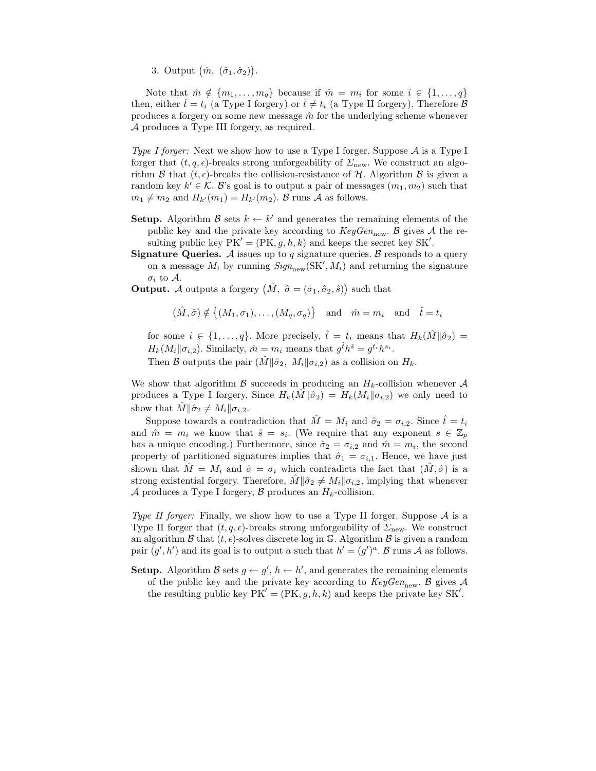3. Output $\big(\hat{m},\ (\hat{\sigma}_1, \hat{\sigma}_2)\big)$.

Note that $\hat{m} \notin \{m_1, \ldots, m_q\}$ because if $\hat{m} = m_i$ for some $i \in \{1, \ldots, q\}$ then, either $\hat{t} = t_i$ (a Type I forgery) or $\hat{t} \neq t_i$ (a Type II forgery). Therefore $\mathcal{B}$ produces a forgery on some new message $\hat{m}$ for the underlying scheme whenever $\mathcal{A}$ produces a Type III forgery, as required.

*Type I forger:* Next we show how to use a Type I forger. Suppose $\mathcal{A}$ is a Type I forger that $(t, q, \epsilon)$-breaks strong unforgeability of $\Sigma_{\text{new}}$. We construct an algorithm $\mathcal{B}$ that $(t, \epsilon)$-breaks the collision-resistance of $\mathcal{H}$. Algorithm $\mathcal{B}$ is given a random key $k' \in \mathcal{K}$. $\mathcal{B}$'s goal is to output a pair of messages $(m_1, m_2)$ such that $m_1 \neq m_2$ and $H_{k'}(m_1) = H_{k'}(m_2)$. $\mathcal{B}$ runs $\mathcal{A}$ as follows.

**Setup.** Algorithm $\mathcal{B}$ sets $k \leftarrow k'$ and generates the remaining elements of the public key and the private key according to $\mathit{KeyGen}_{\text{new}}$. $\mathcal{B}$ gives $\mathcal{A}$ the resulting public key $\text{PK}' = (\text{PK}, g, h, k)$ and keeps the secret key $\text{SK}'$.

**Signature Queries.** $\mathcal{A}$ issues up to $q$ signature queries. $\mathcal{B}$ responds to a query on a message $M_i$ by running $\mathit{Sign}_{\text{new}}(\text{SK}', M_i)$ and returning the signature $\sigma_i$ to $\mathcal{A}$.

**Output.** $\mathcal{A}$ outputs a forgery $\big(\hat{M},\ \hat{\sigma} = (\hat{\sigma}_1, \hat{\sigma}_2, \hat{s})\big)$ such that

$$(\hat{M}, \hat{\sigma}) \notin \big\{(M_1, \sigma_1), \ldots, (M_q, \sigma_q)\big\} \quad \text{and} \quad \hat{m} = m_i \quad \text{and} \quad \hat{t} = t_i$$

for some $i \in \{1, \ldots, q\}$. More precisely, $\hat{t} = t_i$ means that $H_k(\hat{M} \| \hat{\sigma}_2) = H_k(M_i \| \sigma_{i,2})$. Similarly, $\hat{m} = m_i$ means that $g^{\hat{t}} h^{\hat{s}} = g^{t_i} h^{s_i}$.

Then $\mathcal{B}$ outputs the pair $(\hat{M} \| \hat{\sigma}_2,\ M_i \| \sigma_{i,2})$ as a collision on $H_k$.

We show that algorithm $\mathcal{B}$ succeeds in producing an $H_k$-collision whenever $\mathcal{A}$ produces a Type I forgery. Since $H_k(\hat{M} \| \hat{\sigma}_2) = H_k(M_i \| \sigma_{i,2})$ we only need to show that $\hat{M} \| \hat{\sigma}_2 \neq M_i \| \sigma_{i,2}$.

Suppose towards a contradiction that $\hat{M} = M_i$ and $\hat{\sigma}_2 = \sigma_{i,2}$. Since $\hat{t} = t_i$ and $\hat{m} = m_i$ we know that $\hat{s} = s_i$. (We require that any exponent $s \in \mathbb{Z}_p$ has a unique encoding.) Furthermore, since $\hat{\sigma}_2 = \sigma_{i,2}$ and $\hat{m} = m_i$, the second property of partitioned signatures implies that $\hat{\sigma}_1 = \sigma_{i,1}$. Hence, we have just shown that $\hat{M} = M_i$ and $\hat{\sigma} = \sigma_i$ which contradicts the fact that $(\hat{M}, \hat{\sigma})$ is a strong existential forgery. Therefore, $\hat{M} \| \hat{\sigma}_2 \neq M_i \| \sigma_{i,2}$, implying that whenever $\mathcal{A}$ produces a Type I forgery, $\mathcal{B}$ produces an $H_k$-collision.

*Type II forger:* Finally, we show how to use a Type II forger. Suppose $\mathcal{A}$ is a Type II forger that $(t, q, \epsilon)$-breaks strong unforgeability of $\Sigma_{\text{new}}$. We construct an algorithm $\mathcal{B}$ that $(t, \epsilon)$-solves discrete log in $\mathbb{G}$. Algorithm $\mathcal{B}$ is given a random pair $(g', h')$ and its goal is to output $a$ such that $h' = (g')^a$. $\mathcal{B}$ runs $\mathcal{A}$ as follows.

**Setup.** Algorithm $\mathcal{B}$ sets $g \leftarrow g'$, $h \leftarrow h'$, and generates the remaining elements of the public key and the private key according to $\mathit{KeyGen}_{\text{new}}$. $\mathcal{B}$ gives $\mathcal{A}$ the resulting public key $\text{PK}' = (\text{PK}, g, h, k)$ and keeps the private key $\text{SK}'$.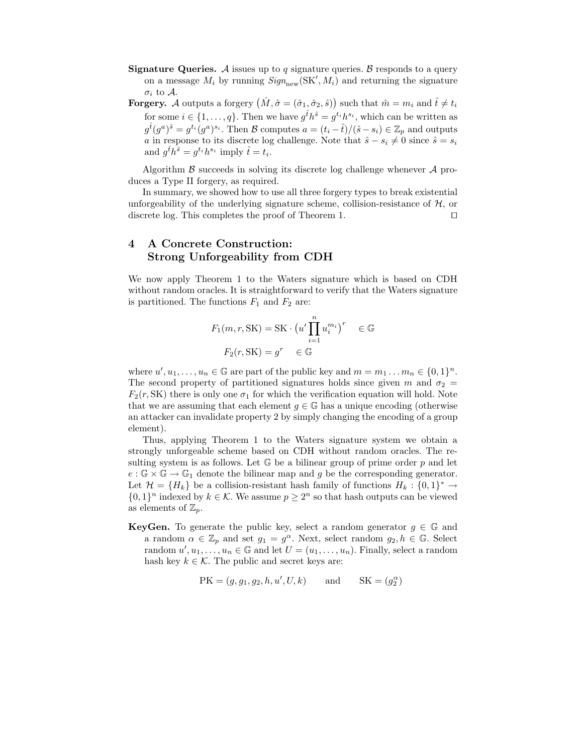**Signature Queries.** $\mathcal{A}$ issues up to $q$ signature queries. $\mathcal{B}$ responds to a query on a message $M_i$ by running $Sign_{\text{new}}(\text{SK}', M_i)$ and returning the signature $\sigma_i$ to $\mathcal{A}$.

**Forgery.** $\mathcal{A}$ outputs a forgery $\big(\hat{M}, \hat{\sigma} = (\hat{\sigma}_1, \hat{\sigma}_2, \hat{s})\big)$ such that $\hat{m} = m_i$ and $\hat{t} \neq t_i$ for some $i \in \{1, \ldots, q\}$. Then we have $g^{\hat{t}} h^{\hat{s}} = g^{t_i} h^{s_i}$, which can be written as $g^{\hat{t}} (g^a)^{\hat{s}} = g^{t_i} (g^a)^{s_i}$. Then $\mathcal{B}$ computes $a = (t_i - \hat{t})/(\hat{s} - s_i) \in \mathbb{Z}_p$ and outputs $a$ in response to its discrete log challenge. Note that $\hat{s} - s_i \neq 0$ since $\hat{s} = s_i$ and $g^{\hat{t}} h^{\hat{s}} = g^{t_i} h^{s_i}$ imply $\hat{t} = t_i$.

Algorithm $\mathcal{B}$ succeeds in solving its discrete log challenge whenever $\mathcal{A}$ produces a Type II forgery, as required.

In summary, we showed how to use all three forgery types to break existential unforgeability of the underlying signature scheme, collision-resistance of $\mathcal{H}$, or discrete log. This completes the proof of Theorem 1. $\square$

## 4 A Concrete Construction: Strong Unforgeability from CDH

We now apply Theorem 1 to the Waters signature which is based on CDH without random oracles. It is straightforward to verify that the Waters signature is partitioned. The functions $F_1$ and $F_2$ are:

$$F_1(m, r, \text{SK}) = \text{SK} \cdot \big(u' \prod_{i=1}^{n} u_i^{m_i}\big)^r \quad \in \mathbb{G}$$

$$F_2(r, \text{SK}) = g^r \quad \in \mathbb{G}$$

where $u', u_1, \ldots, u_n \in \mathbb{G}$ are part of the public key and $m = m_1 \ldots m_n \in \{0,1\}^n$. The second property of partitioned signatures holds since given $m$ and $\sigma_2 = F_2(r, \text{SK})$ there is only one $\sigma_1$ for which the verification equation will hold. Note that we are assuming that each element $g \in \mathbb{G}$ has a unique encoding (otherwise an attacker can invalidate property 2 by simply changing the encoding of a group element).

Thus, applying Theorem 1 to the Waters signature system we obtain a strongly unforgeable scheme based on CDH without random oracles. The resulting system is as follows. Let $\mathbb{G}$ be a bilinear group of prime order $p$ and let $e : \mathbb{G} \times \mathbb{G} \to \mathbb{G}_1$ denote the bilinear map and $g$ be the corresponding generator. Let $\mathcal{H} = \{H_k\}$ be a collision-resistant hash family of functions $H_k : \{0,1\}^* \to \{0,1\}^n$ indexed by $k \in \mathcal{K}$. We assume $p \geq 2^n$ so that hash outputs can be viewed as elements of $\mathbb{Z}_p$.

**KeyGen.** To generate the public key, select a random generator $g \in \mathbb{G}$ and a random $\alpha \in \mathbb{Z}_p$ and set $g_1 = g^\alpha$. Next, select random $g_2, h \in \mathbb{G}$. Select random $u', u_1, \ldots, u_n \in \mathbb{G}$ and let $U = (u_1, \ldots, u_n)$. Finally, select a random hash key $k \in \mathcal{K}$. The public and secret keys are:

$$\text{PK} = (g, g_1, g_2, h, u', U, k) \qquad \text{and} \qquad \text{SK} = (g_2^\alpha)$$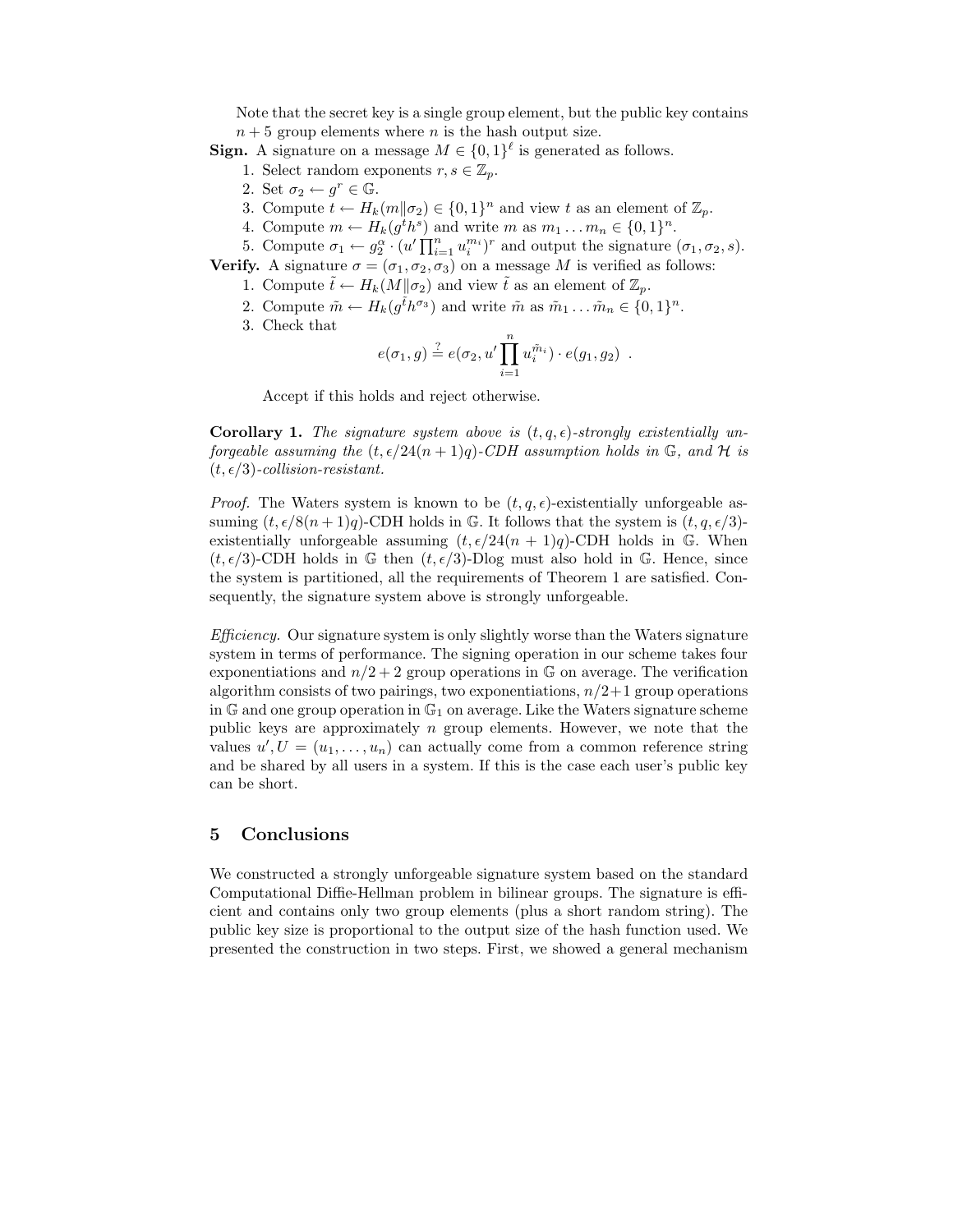Note that the secret key is a single group element, but the public key contains $n+5$ group elements where $n$ is the hash output size.

**Sign.** A signature on a message $M \in \{0,1\}^\ell$ is generated as follows.

1. Select random exponents $r, s \in \mathbb{Z}_p$.
2. Set $\sigma_2 \leftarrow g^r \in \mathbb{G}$.
3. Compute $t \leftarrow H_k(m \| \sigma_2) \in \{0,1\}^n$ and view $t$ as an element of $\mathbb{Z}_p$.
4. Compute $m \leftarrow H_k(g^t h^s)$ and write $m$ as $m_1 \dots m_n \in \{0,1\}^n$.
5. Compute $\sigma_1 \leftarrow g_2^\alpha \cdot (u' \prod_{i=1}^n u_i^{m_i})^r$ and output the signature $(\sigma_1, \sigma_2, s)$.

**Verify.** A signature $\sigma = (\sigma_1, \sigma_2, \sigma_3)$ on a message $M$ is verified as follows:

1. Compute $\tilde{t} \leftarrow H_k(M \| \sigma_2)$ and view $\tilde{t}$ as an element of $\mathbb{Z}_p$.
2. Compute $\tilde{m} \leftarrow H_k(g^{\tilde{t}} h^{\sigma_3})$ and write $\tilde{m}$ as $\tilde{m}_1 \dots \tilde{m}_n \in \{0,1\}^n$.
3. Check that
$$e(\sigma_1, g) \stackrel{?}{=} e(\sigma_2, u' \prod_{i=1}^n u_i^{\tilde{m}_i}) \cdot e(g_1, g_2) \ .$$

   Accept if this holds and reject otherwise.

**Corollary 1.** *The signature system above is $(t, q, \epsilon)$-strongly existentially unforgeable assuming the $(t, \epsilon/24(n+1)q)$-CDH assumption holds in $\mathbb{G}$, and $\mathcal{H}$ is $(t, \epsilon/3)$-collision-resistant.*

*Proof.* The Waters system is known to be $(t, q, \epsilon)$-existentially unforgeable assuming $(t, \epsilon/8(n+1)q)$-CDH holds in $\mathbb{G}$. It follows that the system is $(t, q, \epsilon/3)$-existentially unforgeable assuming $(t, \epsilon/24(n+1)q)$-CDH holds in $\mathbb{G}$. When $(t, \epsilon/3)$-CDH holds in $\mathbb{G}$ then $(t, \epsilon/3)$-Dlog must also hold in $\mathbb{G}$. Hence, since the system is partitioned, all the requirements of Theorem 1 are satisfied. Consequently, the signature system above is strongly unforgeable.

*Efficiency.* Our signature system is only slightly worse than the Waters signature system in terms of performance. The signing operation in our scheme takes four exponentiations and $n/2+2$ group operations in $\mathbb{G}$ on average. The verification algorithm consists of two pairings, two exponentiations, $n/2+1$ group operations in $\mathbb{G}$ and one group operation in $\mathbb{G}_1$ on average. Like the Waters signature scheme public keys are approximately $n$ group elements. However, we note that the values $u', U = (u_1, \dots, u_n)$ can actually come from a common reference string and be shared by all users in a system. If this is the case each user's public key can be short.

## 5 Conclusions

We constructed a strongly unforgeable signature system based on the standard Computational Diffie-Hellman problem in bilinear groups. The signature is efficient and contains only two group elements (plus a short random string). The public key size is proportional to the output size of the hash function used. We presented the construction in two steps. First, we showed a general mechanism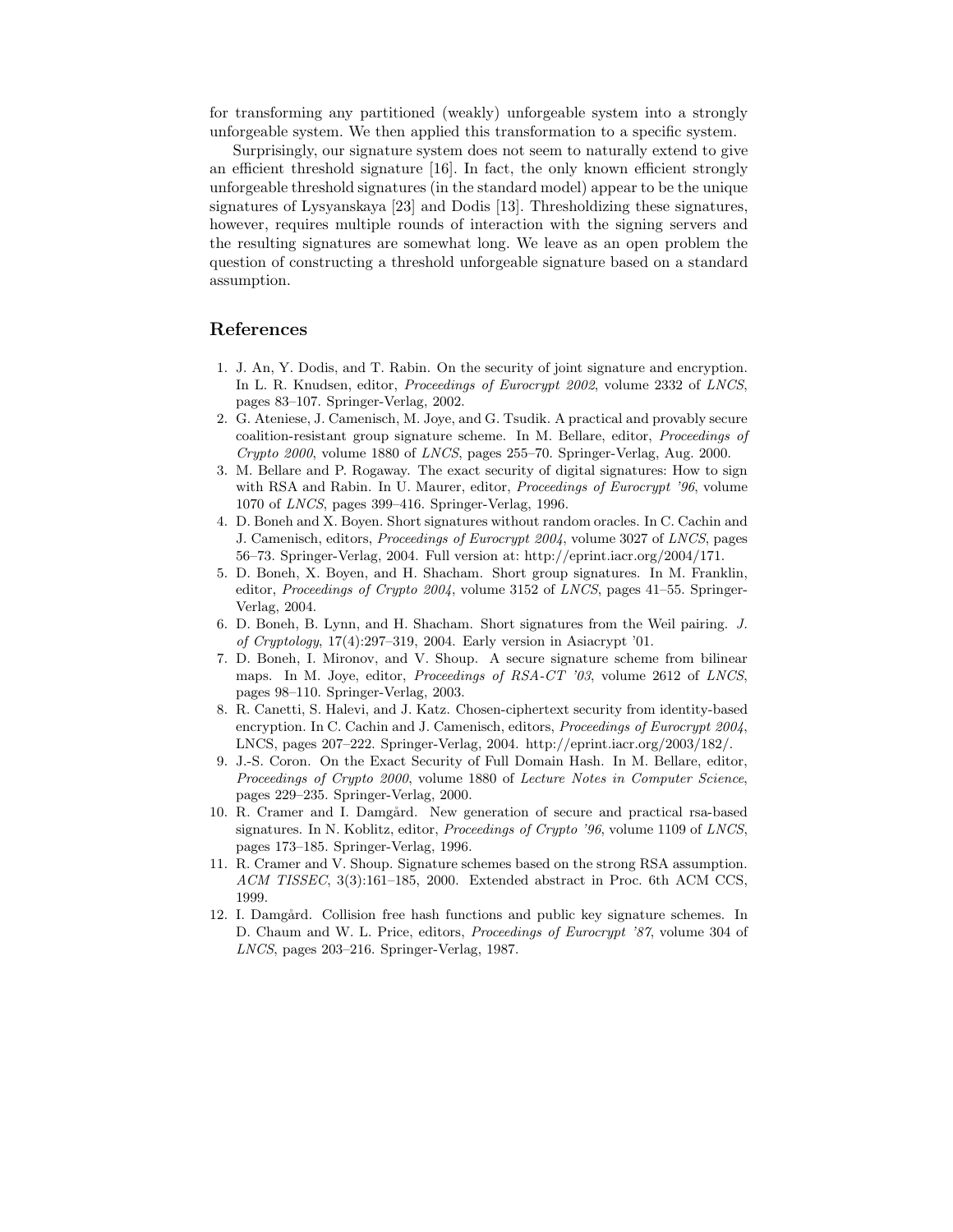for transforming any partitioned (weakly) unforgeable system into a strongly unforgeable system. We then applied this transformation to a specific system.

Surprisingly, our signature system does not seem to naturally extend to give an efficient threshold signature [16]. In fact, the only known efficient strongly unforgeable threshold signatures (in the standard model) appear to be the unique signatures of Lysyanskaya [23] and Dodis [13]. Thresholdizing these signatures, however, requires multiple rounds of interaction with the signing servers and the resulting signatures are somewhat long. We leave as an open problem the question of constructing a threshold unforgeable signature based on a standard assumption.

## References

1. J. An, Y. Dodis, and T. Rabin. On the security of joint signature and encryption. In L. R. Knudsen, editor, *Proceedings of Eurocrypt 2002*, volume 2332 of *LNCS*, pages 83–107. Springer-Verlag, 2002.
2. G. Ateniese, J. Camenisch, M. Joye, and G. Tsudik. A practical and provably secure coalition-resistant group signature scheme. In M. Bellare, editor, *Proceedings of Crypto 2000*, volume 1880 of *LNCS*, pages 255–70. Springer-Verlag, Aug. 2000.
3. M. Bellare and P. Rogaway. The exact security of digital signatures: How to sign with RSA and Rabin. In U. Maurer, editor, *Proceedings of Eurocrypt '96*, volume 1070 of *LNCS*, pages 399–416. Springer-Verlag, 1996.
4. D. Boneh and X. Boyen. Short signatures without random oracles. In C. Cachin and J. Camenisch, editors, *Proceedings of Eurocrypt 2004*, volume 3027 of *LNCS*, pages 56–73. Springer-Verlag, 2004. Full version at: http://eprint.iacr.org/2004/171.
5. D. Boneh, X. Boyen, and H. Shacham. Short group signatures. In M. Franklin, editor, *Proceedings of Crypto 2004*, volume 3152 of *LNCS*, pages 41–55. Springer-Verlag, 2004.
6. D. Boneh, B. Lynn, and H. Shacham. Short signatures from the Weil pairing. *J. of Cryptology*, 17(4):297–319, 2004. Early version in Asiacrypt '01.
7. D. Boneh, I. Mironov, and V. Shoup. A secure signature scheme from bilinear maps. In M. Joye, editor, *Proceedings of RSA-CT '03*, volume 2612 of *LNCS*, pages 98–110. Springer-Verlag, 2003.
8. R. Canetti, S. Halevi, and J. Katz. Chosen-ciphertext security from identity-based encryption. In C. Cachin and J. Camenisch, editors, *Proceedings of Eurocrypt 2004*, LNCS, pages 207–222. Springer-Verlag, 2004. http://eprint.iacr.org/2003/182/.
9. J.-S. Coron. On the Exact Security of Full Domain Hash. In M. Bellare, editor, *Proceedings of Crypto 2000*, volume 1880 of *Lecture Notes in Computer Science*, pages 229–235. Springer-Verlag, 2000.
10. R. Cramer and I. Damgård. New generation of secure and practical rsa-based signatures. In N. Koblitz, editor, *Proceedings of Crypto '96*, volume 1109 of *LNCS*, pages 173–185. Springer-Verlag, 1996.
11. R. Cramer and V. Shoup. Signature schemes based on the strong RSA assumption. *ACM TISSEC*, 3(3):161–185, 2000. Extended abstract in Proc. 6th ACM CCS, 1999.
12. I. Damgård. Collision free hash functions and public key signature schemes. In D. Chaum and W. L. Price, editors, *Proceedings of Eurocrypt '87*, volume 304 of *LNCS*, pages 203–216. Springer-Verlag, 1987.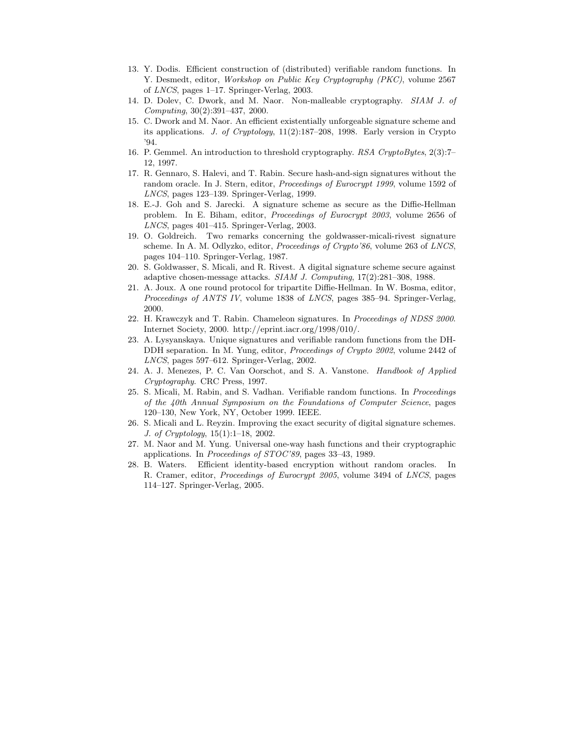13. Y. Dodis. Efficient construction of (distributed) verifiable random functions. In Y. Desmedt, editor, *Workshop on Public Key Cryptography (PKC)*, volume 2567 of *LNCS*, pages 1–17. Springer-Verlag, 2003.
14. D. Dolev, C. Dwork, and M. Naor. Non-malleable cryptography. *SIAM J. of Computing*, 30(2):391–437, 2000.
15. C. Dwork and M. Naor. An efficient existentially unforgeable signature scheme and its applications. *J. of Cryptology*, 11(2):187–208, 1998. Early version in Crypto '94.
16. P. Gemmel. An introduction to threshold cryptography. *RSA CryptoBytes*, 2(3):7–12, 1997.
17. R. Gennaro, S. Halevi, and T. Rabin. Secure hash-and-sign signatures without the random oracle. In J. Stern, editor, *Proceedings of Eurocrypt 1999*, volume 1592 of *LNCS*, pages 123–139. Springer-Verlag, 1999.
18. E.-J. Goh and S. Jarecki. A signature scheme as secure as the Diffie-Hellman problem. In E. Biham, editor, *Proceedings of Eurocrypt 2003*, volume 2656 of *LNCS*, pages 401–415. Springer-Verlag, 2003.
19. O. Goldreich. Two remarks concerning the goldwasser-micali-rivest signature scheme. In A. M. Odlyzko, editor, *Proceedings of Crypto'86*, volume 263 of *LNCS*, pages 104–110. Springer-Verlag, 1987.
20. S. Goldwasser, S. Micali, and R. Rivest. A digital signature scheme secure against adaptive chosen-message attacks. *SIAM J. Computing*, 17(2):281–308, 1988.
21. A. Joux. A one round protocol for tripartite Diffie-Hellman. In W. Bosma, editor, *Proceedings of ANTS IV*, volume 1838 of *LNCS*, pages 385–94. Springer-Verlag, 2000.
22. H. Krawczyk and T. Rabin. Chameleon signatures. In *Proceedings of NDSS 2000*. Internet Society, 2000. http://eprint.iacr.org/1998/010/.
23. A. Lysyanskaya. Unique signatures and verifiable random functions from the DH-DDH separation. In M. Yung, editor, *Proceedings of Crypto 2002*, volume 2442 of *LNCS*, pages 597–612. Springer-Verlag, 2002.
24. A. J. Menezes, P. C. Van Oorschot, and S. A. Vanstone. *Handbook of Applied Cryptography*. CRC Press, 1997.
25. S. Micali, M. Rabin, and S. Vadhan. Verifiable random functions. In *Proceedings of the 40th Annual Symposium on the Foundations of Computer Science*, pages 120–130, New York, NY, October 1999. IEEE.
26. S. Micali and L. Reyzin. Improving the exact security of digital signature schemes. *J. of Cryptology*, 15(1):1–18, 2002.
27. M. Naor and M. Yung. Universal one-way hash functions and their cryptographic applications. In *Proceedings of STOC'89*, pages 33–43, 1989.
28. B. Waters. Efficient identity-based encryption without random oracles. In R. Cramer, editor, *Proceedings of Eurocrypt 2005*, volume 3494 of *LNCS*, pages 114–127. Springer-Verlag, 2005.